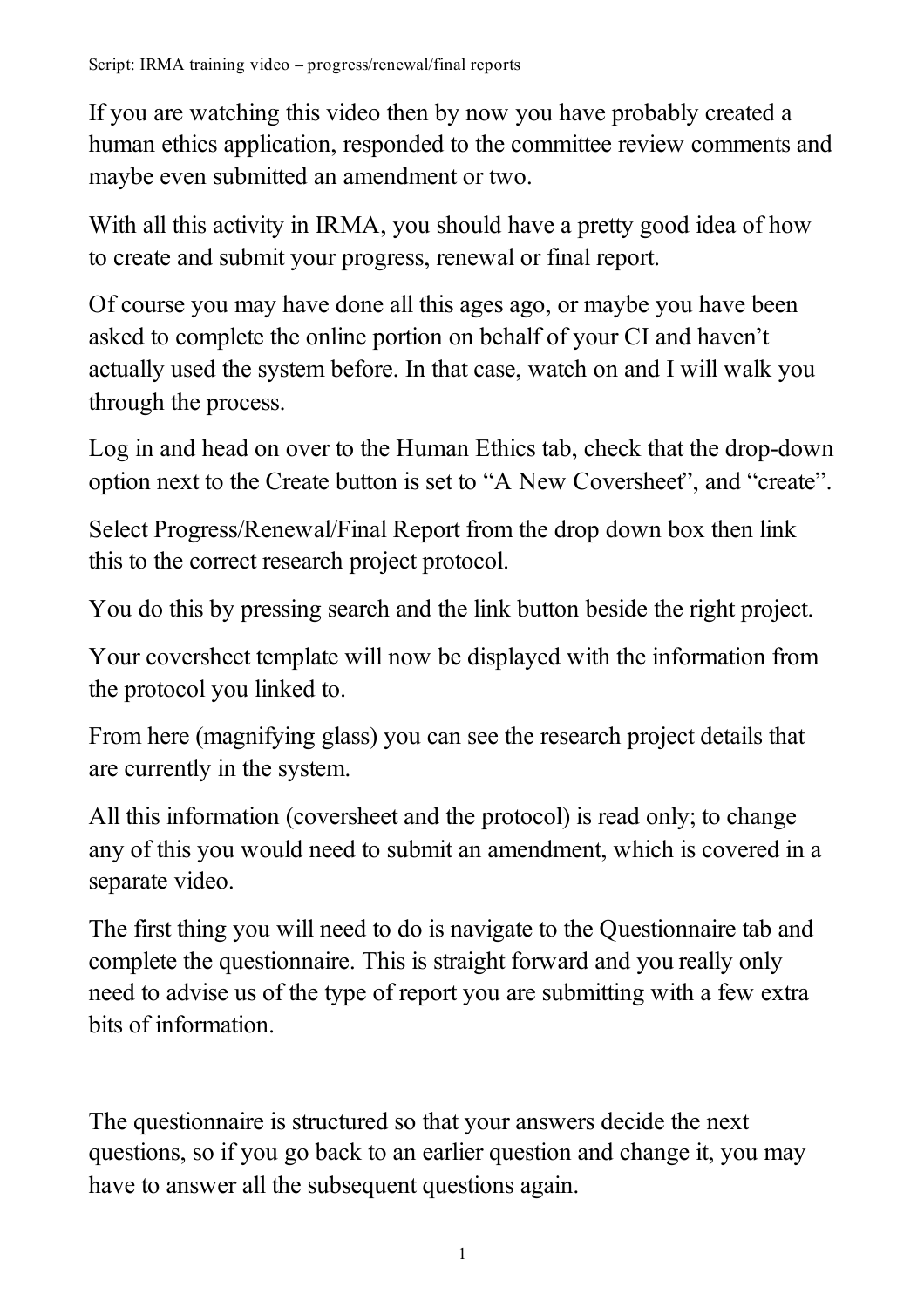Script: IRMA training video – progress/renewal/final reports

If you are watching this video then by now you have probably created a human ethics application, responded to the committee review comments and maybe even submitted an amendment or two.

With all this activity in IRMA, you should have a pretty good idea of how to create and submit your progress, renewal or final report.

Of course you may have done all this ages ago, or maybe you have been asked to complete the online portion on behalf of your CI and haven't actually used the system before. In that case, watch on and I will walk you through the process.

Log in and head on over to the Human Ethics tab, check that the drop-down option next to the Create button is set to "A New Coversheet", and "create".

Select Progress/Renewal/Final Report from the drop down box then link this to the correct research project protocol.

You do this by pressing search and the link button beside the right project.

Your coversheet template will now be displayed with the information from the protocol you linked to.

From here (magnifying glass) you can see the research project details that are currently in the system.

All this information (coversheet and the protocol) is read only; to change any of this you would need to submit an amendment, which is covered in a separate video.

The first thing you will need to do is navigate to the Questionnaire tab and complete the questionnaire. This is straight forward and you really only need to advise us of the type of report you are submitting with a few extra bits of information.

The questionnaire is structured so that your answers decide the next questions, so if you go back to an earlier question and change it, you may have to answer all the subsequent questions again.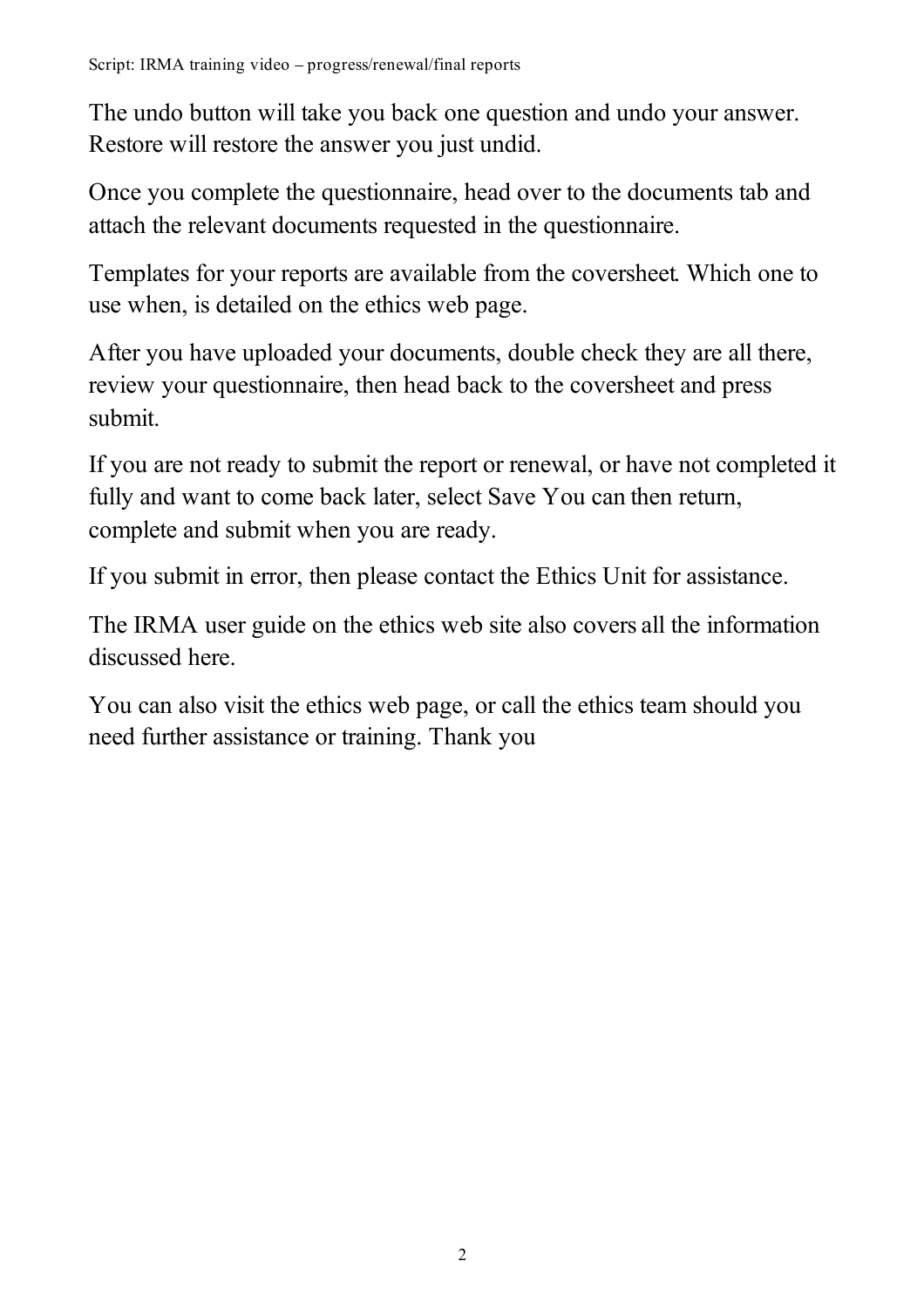The undo button will take you back one question and undo your answer. Restore will restore the answer you just undid.

Once you complete the questionnaire, head over to the documents tab and attach the relevant documents requested in the questionnaire.

Templates for your reports are available from the coversheet. Which one to use when, is detailed on the ethics web page.

After you have uploaded your documents, double check they are all there, review your questionnaire, then head back to the coversheet and press submit.

If you are not ready to submit the report or renewal, or have not completed it fully and want to come back later, select Save You can then return, complete and submit when you are ready.

If you submit in error, then please contact the Ethics Unit for assistance.

The IRMA user guide on the ethics web site also covers all the information discussed here.

You can also visit the ethics web page, or call the ethics team should you need further assistance or training. Thank you